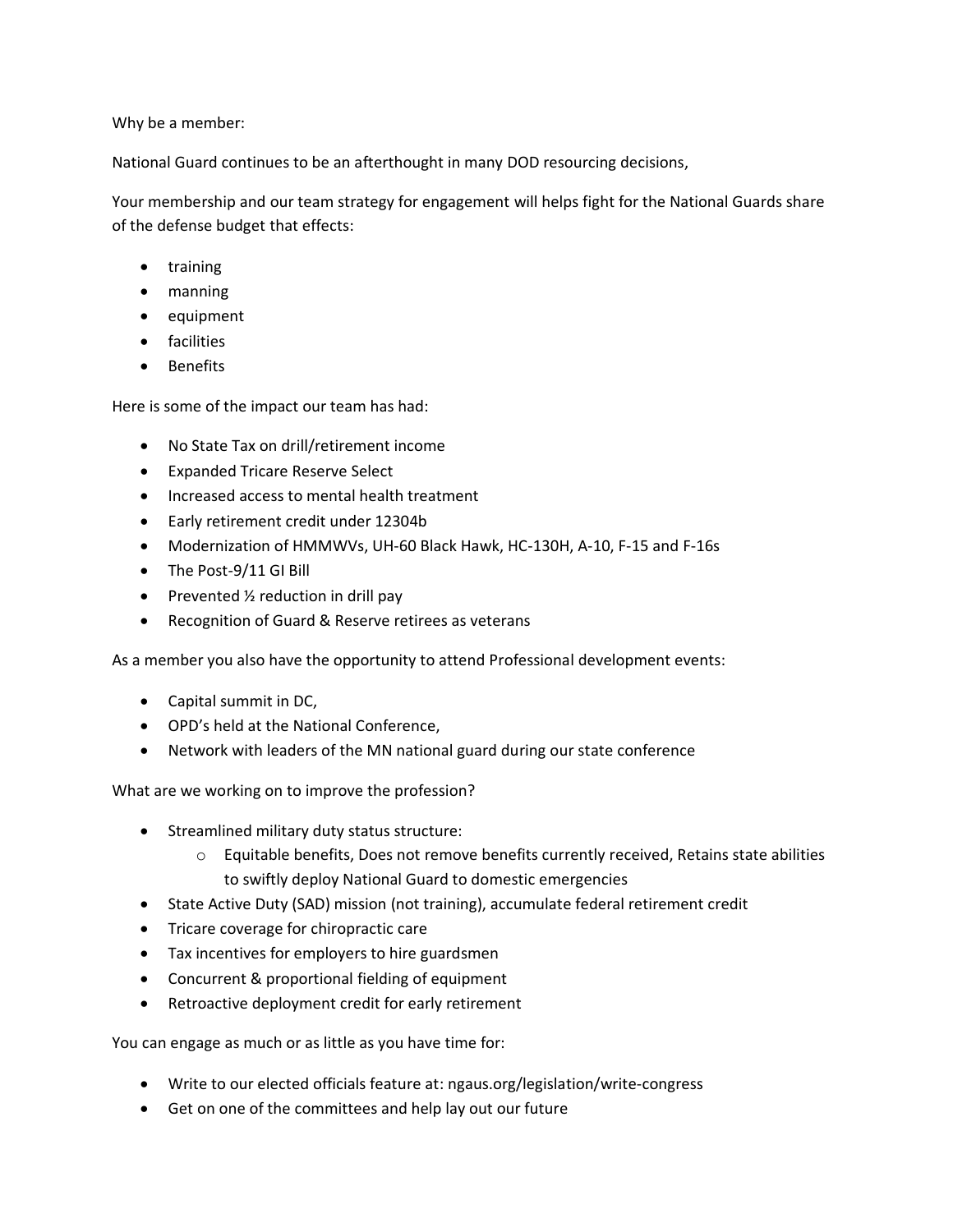Why be a member:

National Guard continues to be an afterthought in many DOD resourcing decisions,

Your membership and our team strategy for engagement will helps fight for the National Guards share of the defense budget that effects:

- training
- manning
- equipment
- facilities
- Benefits

Here is some of the impact our team has had:

- No State Tax on drill/retirement income
- Expanded Tricare Reserve Select
- Increased access to mental health treatment
- Early retirement credit under 12304b
- Modernization of HMMWVs, UH-60 Black Hawk, HC-130H, A-10, F-15 and F-16s
- The Post-9/11 GI Bill
- Prevented ½ reduction in drill pay
- Recognition of Guard & Reserve retirees as veterans

As a member you also have the opportunity to attend Professional development events:

- Capital summit in DC,
- OPD's held at the National Conference,
- Network with leaders of the MN national guard during our state conference

What are we working on to improve the profession?

- Streamlined military duty status structure:
  - Equitable benefits, Does not remove benefits currently received, Retains state abilities to swiftly deploy National Guard to domestic emergencies
- State Active Duty (SAD) mission (not training), accumulate federal retirement credit
- Tricare coverage for chiropractic care
- Tax incentives for employers to hire guardsmen
- Concurrent & proportional fielding of equipment
- Retroactive deployment credit for early retirement

You can engage as much or as little as you have time for:

- Write to our elected officials feature at: ngaus.org/legislation/write-congress
- Get on one of the committees and help lay out our future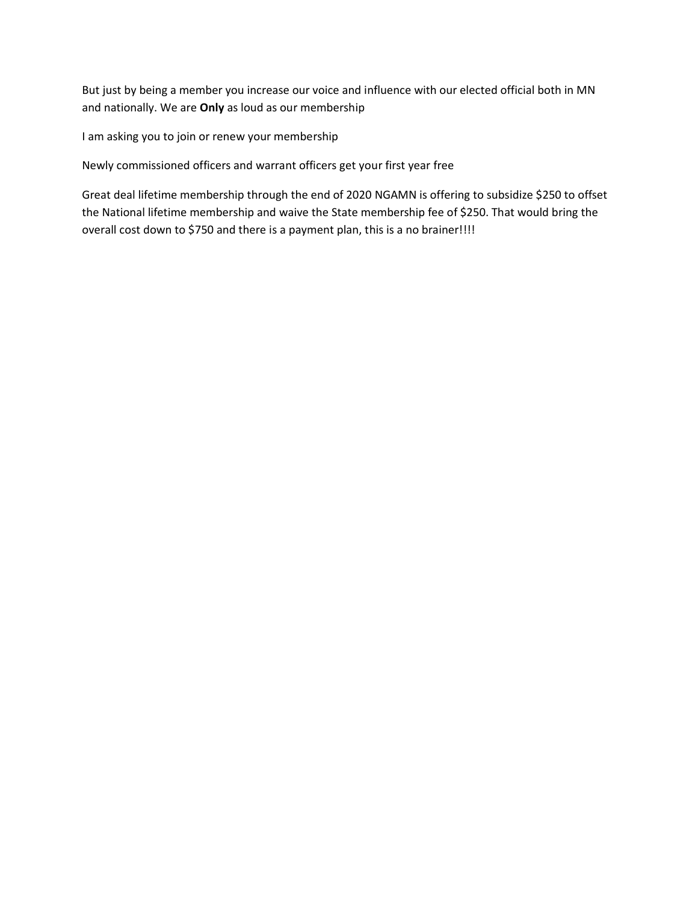But just by being a member you increase our voice and influence with our elected official both in MN and nationally. We are **Only** as loud as our membership

I am asking you to join or renew your membership

Newly commissioned officers and warrant officers get your first year free

Great deal lifetime membership through the end of 2020 NGAMN is offering to subsidize $250 to offset the National lifetime membership and waive the State membership fee of $250. That would bring the overall cost down to $750 and there is a payment plan, this is a no brainer!!!!